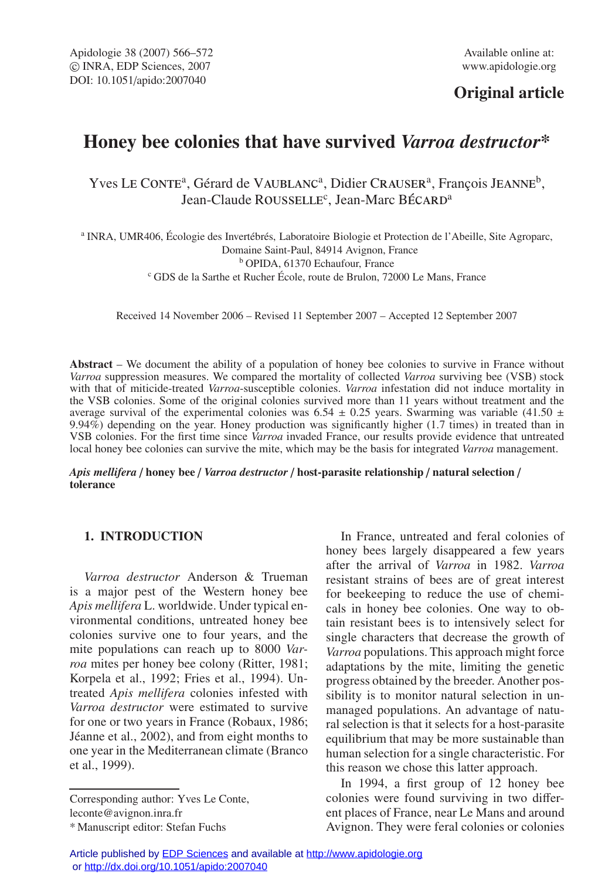Original article

# Honey bee colonies that have survived *Varroa destructor**

Yves Le Conte[a], Gérard de Vaublanc[a], Didier Crauser[a], François Jeanne[b], Jean-Claude Rousselle[c], Jean-Marc Bécard[a]

[a] INRA, UMR406, Écologie des Invertébrés, Laboratoire Biologie et Protection de l'Abeille, Site Agroparc, Domaine Saint-Paul, 84914 Avignon, France
[b] OPIDA, 61370 Echaufour, France
[c] GDS de la Sarthe et Rucher École, route de Brulon, 72000 Le Mans, France

Received 14 November 2006 – Revised 11 September 2007 – Accepted 12 September 2007

**Abstract** – We document the ability of a population of honey bee colonies to survive in France without *Varroa* suppression measures. We compared the mortality of collected *Varroa* surviving bee (VSB) stock with that of miticide-treated *Varroa*-susceptible colonies. *Varroa* infestation did not induce mortality in the VSB colonies. Some of the original colonies survived more than 11 years without treatment and the average survival of the experimental colonies was 6.54 ± 0.25 years. Swarming was variable (41.50 ± 9.94%) depending on the year. Honey production was significantly higher (1.7 times) in treated than in VSB colonies. For the first time since *Varroa* invaded France, our results provide evidence that untreated local honey bee colonies can survive the mite, which may be the basis for integrated *Varroa* management.

***Apis mellifera* / honey bee / *Varroa destructor* / host-parasite relationship / natural selection / tolerance**

## 1. INTRODUCTION

*Varroa destructor* Anderson & Trueman is a major pest of the Western honey bee *Apis mellifera* L. worldwide. Under typical environmental conditions, untreated honey bee colonies survive one to four years, and the mite populations can reach up to 8000 *Varroa* mites per honey bee colony (Ritter, 1981; Korpela et al., 1992; Fries et al., 1994). Untreated *Apis mellifera* colonies infested with *Varroa destructor* were estimated to survive for one or two years in France (Robaux, 1986; Jéanne et al., 2002), and from eight months to one year in the Mediterranean climate (Branco et al., 1999).

In France, untreated and feral colonies of honey bees largely disappeared a few years after the arrival of *Varroa* in 1982. *Varroa* resistant strains of bees are of great interest for beekeeping to reduce the use of chemicals in honey bee colonies. One way to obtain resistant bees is to intensively select for single characters that decrease the growth of *Varroa* populations. This approach might force adaptations by the mite, limiting the genetic progress obtained by the breeder. Another possibility is to monitor natural selection in unmanaged populations. An advantage of natural selection is that it selects for a host-parasite equilibrium that may be more sustainable than human selection for a single characteristic. For this reason we chose this latter approach.

In 1994, a first group of 12 honey bee colonies were found surviving in two different places of France, near Le Mans and around Avignon. They were feral colonies or colonies

Corresponding author: Yves Le Conte, leconte@avignon.inra.fr
\* Manuscript editor: Stefan Fuchs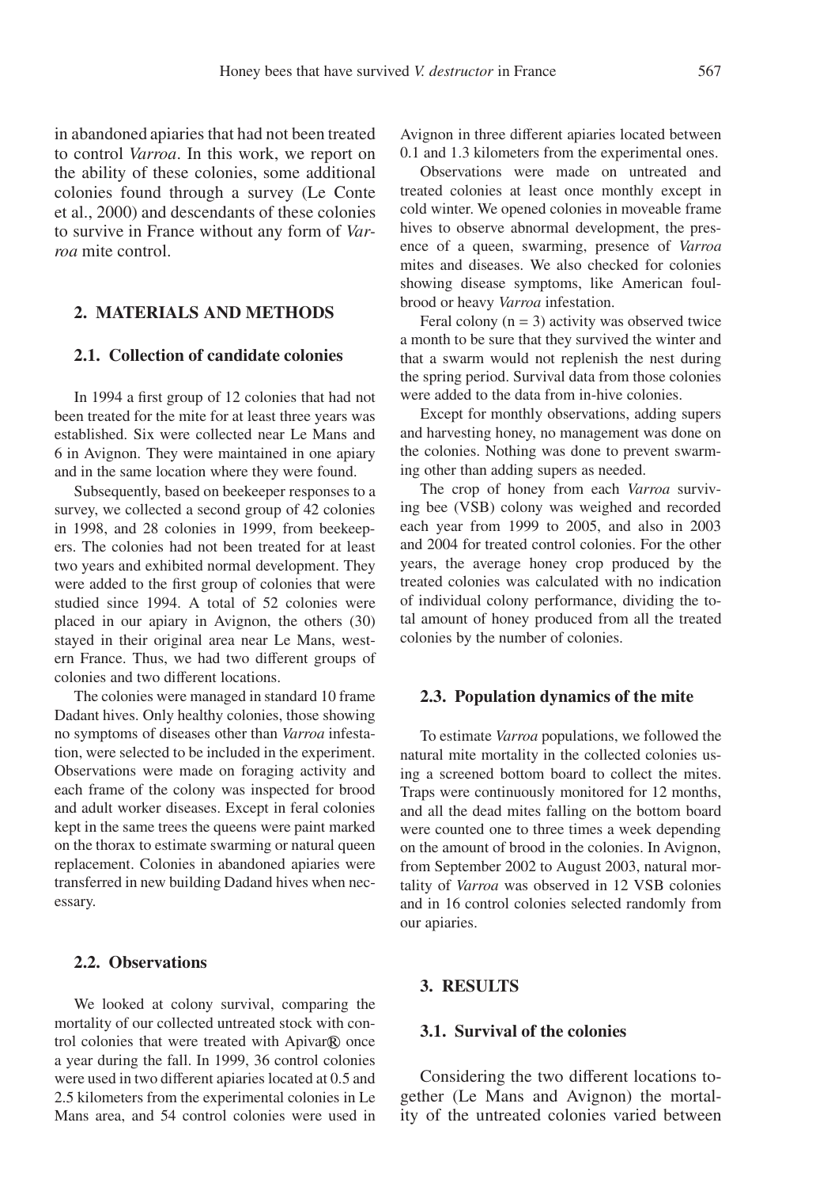in abandoned apiaries that had not been treated to control *Varroa*. In this work, we report on the ability of these colonies, some additional colonies found through a survey (Le Conte et al., 2000) and descendants of these colonies to survive in France without any form of *Varroa* mite control.

## 2. MATERIALS AND METHODS

### 2.1. Collection of candidate colonies

In 1994 a first group of 12 colonies that had not been treated for the mite for at least three years was established. Six were collected near Le Mans and 6 in Avignon. They were maintained in one apiary and in the same location where they were found.

Subsequently, based on beekeeper responses to a survey, we collected a second group of 42 colonies in 1998, and 28 colonies in 1999, from beekeepers. The colonies had not been treated for at least two years and exhibited normal development. They were added to the first group of colonies that were studied since 1994. A total of 52 colonies were placed in our apiary in Avignon, the others (30) stayed in their original area near Le Mans, western France. Thus, we had two different groups of colonies and two different locations.

The colonies were managed in standard 10 frame Dadant hives. Only healthy colonies, those showing no symptoms of diseases other than *Varroa* infestation, were selected to be included in the experiment. Observations were made on foraging activity and each frame of the colony was inspected for brood and adult worker diseases. Except in feral colonies kept in the same trees the queens were paint marked on the thorax to estimate swarming or natural queen replacement. Colonies in abandoned apiaries were transferred in new building Dadand hives when necessary.

### 2.2. Observations

We looked at colony survival, comparing the mortality of our collected untreated stock with control colonies that were treated with Apivar® once a year during the fall. In 1999, 36 control colonies were used in two different apiaries located at 0.5 and 2.5 kilometers from the experimental colonies in Le Mans area, and 54 control colonies were used in Avignon in three different apiaries located between 0.1 and 1.3 kilometers from the experimental ones.

Observations were made on untreated and treated colonies at least once monthly except in cold winter. We opened colonies in moveable frame hives to observe abnormal development, the presence of a queen, swarming, presence of *Varroa* mites and diseases. We also checked for colonies showing disease symptoms, like American foulbrood or heavy *Varroa* infestation.

Feral colony (n = 3) activity was observed twice a month to be sure that they survived the winter and that a swarm would not replenish the nest during the spring period. Survival data from those colonies were added to the data from in-hive colonies.

Except for monthly observations, adding supers and harvesting honey, no management was done on the colonies. Nothing was done to prevent swarming other than adding supers as needed.

The crop of honey from each *Varroa* surviving bee (VSB) colony was weighed and recorded each year from 1999 to 2005, and also in 2003 and 2004 for treated control colonies. For the other years, the average honey crop produced by the treated colonies was calculated with no indication of individual colony performance, dividing the total amount of honey produced from all the treated colonies by the number of colonies.

### 2.3. Population dynamics of the mite

To estimate *Varroa* populations, we followed the natural mite mortality in the collected colonies using a screened bottom board to collect the mites. Traps were continuously monitored for 12 months, and all the dead mites falling on the bottom board were counted one to three times a week depending on the amount of brood in the colonies. In Avignon, from September 2002 to August 2003, natural mortality of *Varroa* was observed in 12 VSB colonies and in 16 control colonies selected randomly from our apiaries.

## 3. RESULTS

### 3.1. Survival of the colonies

Considering the two different locations together (Le Mans and Avignon) the mortality of the untreated colonies varied between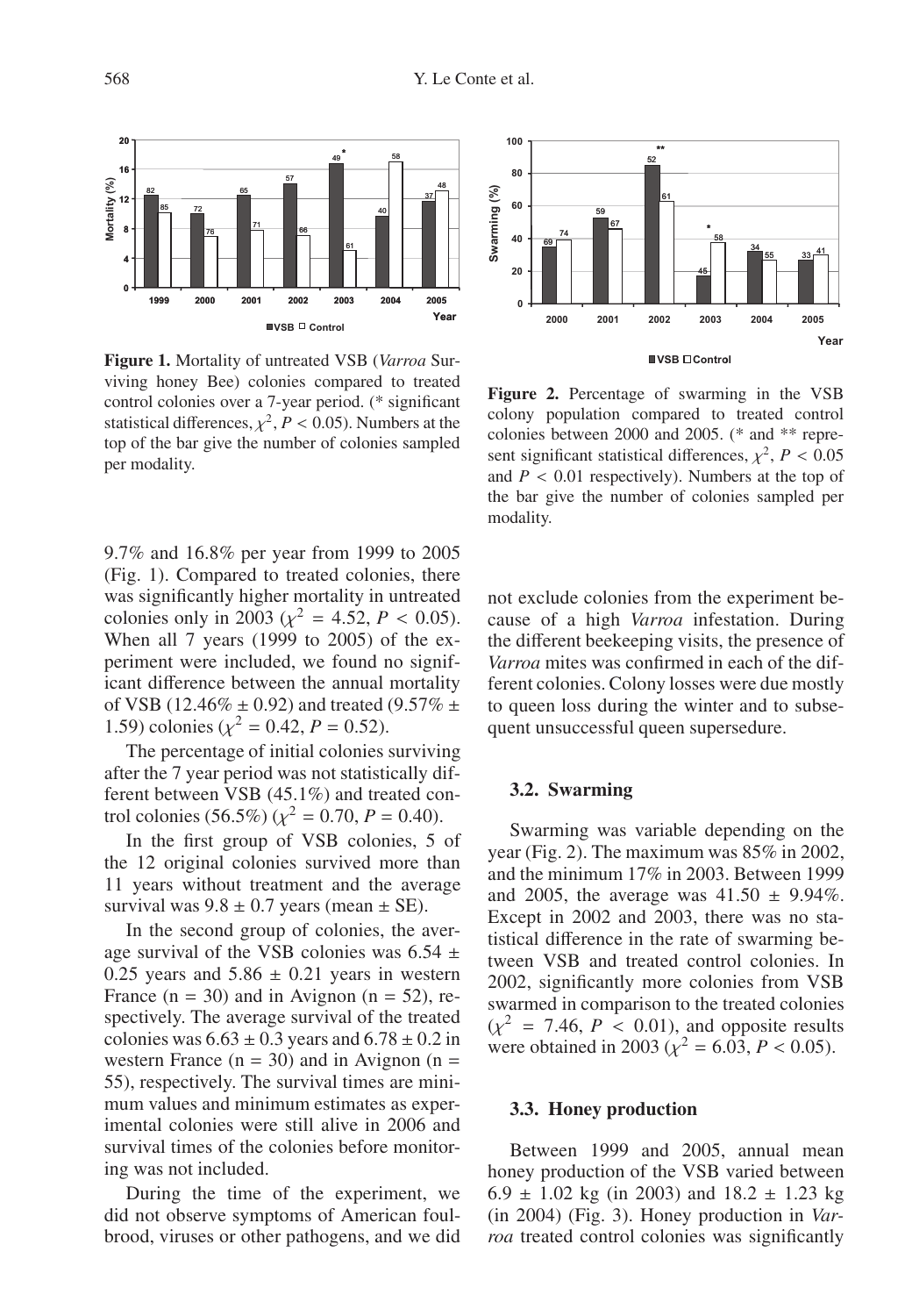**Figure 1.** Mortality of untreated VSB (*Varroa* Surviving honey Bee) colonies compared to treated control colonies over a 7-year period. (* significant statistical differences, $\chi^2$, $P < 0.05$). Numbers at the top of the bar give the number of colonies sampled per modality.

**Figure 2.** Percentage of swarming in the VSB colony population compared to treated control colonies between 2000 and 2005. (* and ** represent significant statistical differences, $\chi^2$, $P < 0.05$ and $P < 0.01$ respectively). Numbers at the top of the bar give the number of colonies sampled per modality.

9.7% and 16.8% per year from 1999 to 2005 (Fig. 1). Compared to treated colonies, there was significantly higher mortality in untreated colonies only in 2003 ($\chi^2 = 4.52$, $P < 0.05$). When all 7 years (1999 to 2005) of the experiment were included, we found no significant difference between the annual mortality of VSB (12.46% ± 0.92) and treated (9.57% ± 1.59) colonies ($\chi^2 = 0.42$, $P = 0.52$).

The percentage of initial colonies surviving after the 7 year period was not statistically different between VSB (45.1%) and treated control colonies (56.5%) ($\chi^2 = 0.70$, $P = 0.40$).

In the first group of VSB colonies, 5 of the 12 original colonies survived more than 11 years without treatment and the average survival was 9.8 ± 0.7 years (mean ± SE).

In the second group of colonies, the average survival of the VSB colonies was 6.54 ± 0.25 years and 5.86 ± 0.21 years in western France (n = 30) and in Avignon (n = 52), respectively. The average survival of the treated colonies was 6.63 ± 0.3 years and 6.78 ± 0.2 in western France (n = 30) and in Avignon (n = 55), respectively. The survival times are minimum values and minimum estimates as experimental colonies were still alive in 2006 and survival times of the colonies before monitoring was not included.

During the time of the experiment, we did not observe symptoms of American foulbrood, viruses or other pathogens, and we did not exclude colonies from the experiment because of a high *Varroa* infestation. During the different beekeeping visits, the presence of *Varroa* mites was confirmed in each of the different colonies. Colony losses were due mostly to queen loss during the winter and to subsequent unsuccessful queen supersedure.

### 3.2. Swarming

Swarming was variable depending on the year (Fig. 2). The maximum was 85% in 2002, and the minimum 17% in 2003. Between 1999 and 2005, the average was 41.50 ± 9.94%. Except in 2002 and 2003, there was no statistical difference in the rate of swarming between VSB and treated control colonies. In 2002, significantly more colonies from VSB swarmed in comparison to the treated colonies ($\chi^2 = 7.46$, $P < 0.01$), and opposite results were obtained in 2003 ($\chi^2 = 6.03$, $P < 0.05$).

### 3.3. Honey production

Between 1999 and 2005, annual mean honey production of the VSB varied between 6.9 ± 1.02 kg (in 2003) and 18.2 ± 1.23 kg (in 2004) (Fig. 3). Honey production in *Varroa* treated control colonies was significantly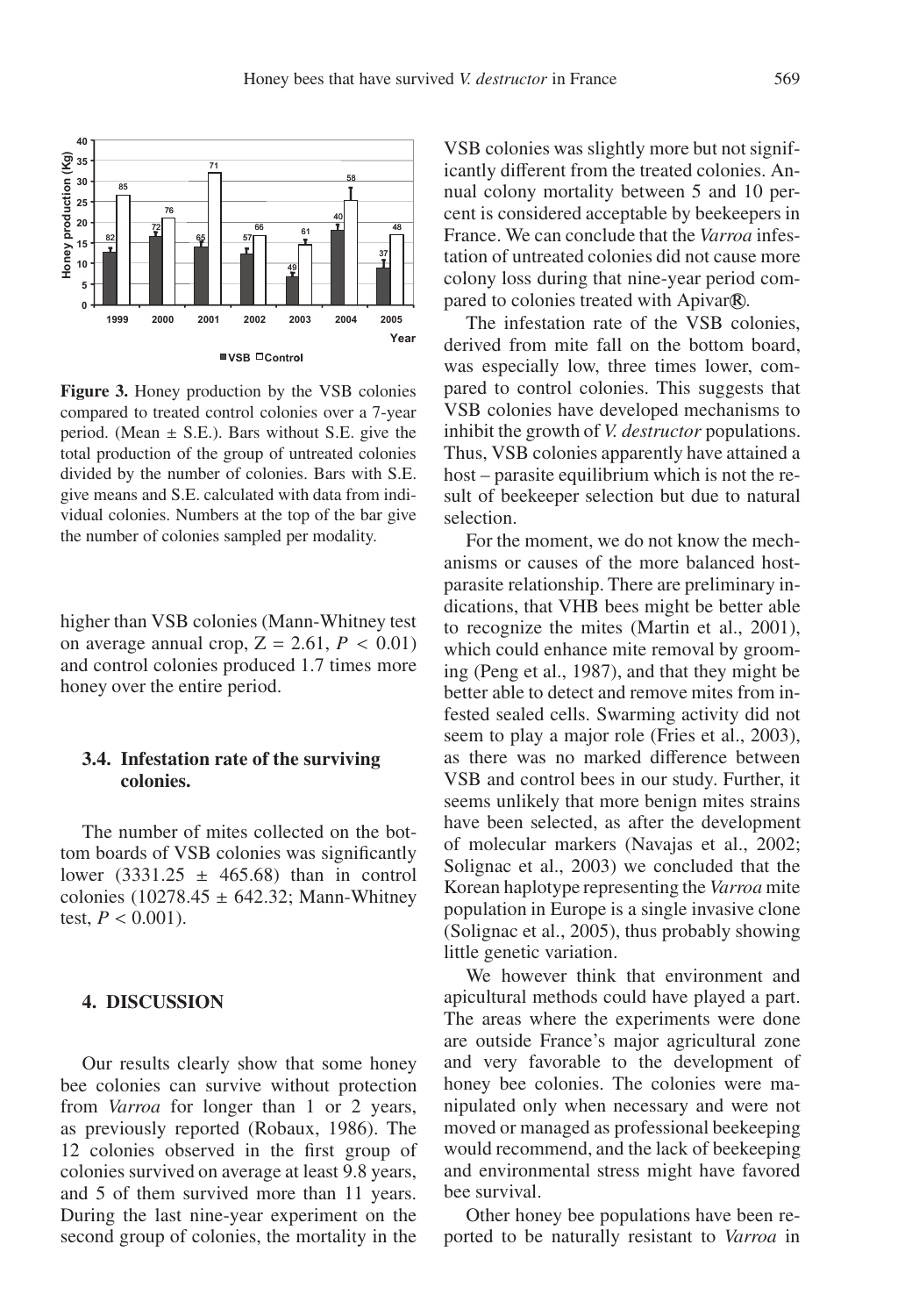**Figure 3.** Honey production by the VSB colonies compared to treated control colonies over a 7-year period. (Mean ± S.E.). Bars without S.E. give the total production of the group of untreated colonies divided by the number of colonies. Bars with S.E. give means and S.E. calculated with data from individual colonies. Numbers at the top of the bar give the number of colonies sampled per modality.

higher than VSB colonies (Mann-Whitney test on average annual crop, $Z = 2.61$, $P < 0.01$) and control colonies produced 1.7 times more honey over the entire period.

### 3.4. Infestation rate of the surviving colonies.

The number of mites collected on the bottom boards of VSB colonies was significantly lower ($3331.25 \pm 465.68$) than in control colonies ($10278.45 \pm 642.32$; Mann-Whitney test, $P < 0.001$).

## 4. DISCUSSION

Our results clearly show that some honey bee colonies can survive without protection from *Varroa* for longer than 1 or 2 years, as previously reported (Robaux, 1986). The 12 colonies observed in the first group of colonies survived on average at least 9.8 years, and 5 of them survived more than 11 years. During the last nine-year experiment on the second group of colonies, the mortality in the VSB colonies was slightly more but not significantly different from the treated colonies. Annual colony mortality between 5 and 10 percent is considered acceptable by beekeepers in France. We can conclude that the *Varroa* infestation of untreated colonies did not cause more colony loss during that nine-year period compared to colonies treated with Apivar®.

The infestation rate of the VSB colonies, derived from mite fall on the bottom board, was especially low, three times lower, compared to control colonies. This suggests that VSB colonies have developed mechanisms to inhibit the growth of *V. destructor* populations. Thus, VSB colonies apparently have attained a host – parasite equilibrium which is not the result of beekeeper selection but due to natural selection.

For the moment, we do not know the mechanisms or causes of the more balanced host-parasite relationship. There are preliminary indications, that VHB bees might be better able to recognize the mites (Martin et al., 2001), which could enhance mite removal by grooming (Peng et al., 1987), and that they might be better able to detect and remove mites from infested sealed cells. Swarming activity did not seem to play a major role (Fries et al., 2003), as there was no marked difference between VSB and control bees in our study. Further, it seems unlikely that more benign mites strains have been selected, as after the development of molecular markers (Navajas et al., 2002; Solignac et al., 2003) we concluded that the Korean haplotype representing the *Varroa* mite population in Europe is a single invasive clone (Solignac et al., 2005), thus probably showing little genetic variation.

We however think that environment and apicultural methods could have played a part. The areas where the experiments were done are outside France's major agricultural zone and very favorable to the development of honey bee colonies. The colonies were manipulated only when necessary and were not moved or managed as professional beekeeping would recommend, and the lack of beekeeping and environmental stress might have favored bee survival.

Other honey bee populations have been reported to be naturally resistant to *Varroa* in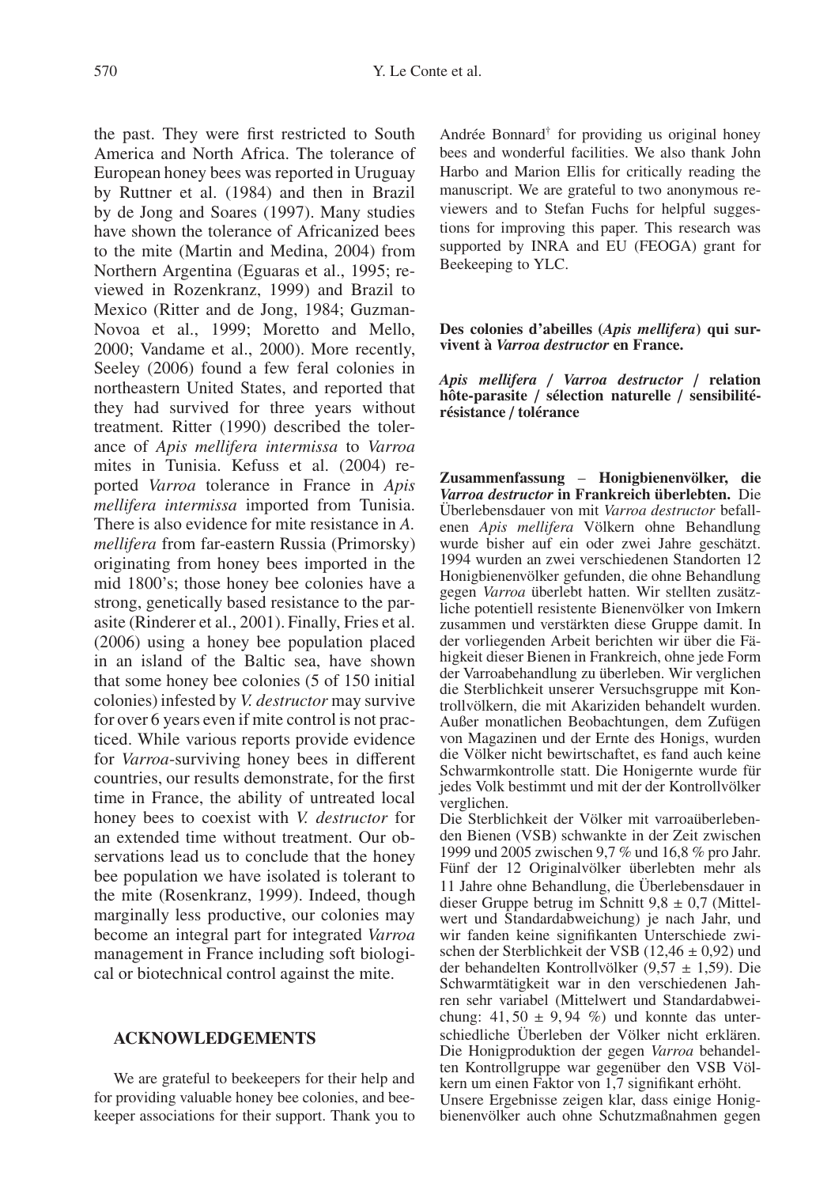the past. They were first restricted to South America and North Africa. The tolerance of European honey bees was reported in Uruguay by Ruttner et al. (1984) and then in Brazil by de Jong and Soares (1997). Many studies have shown the tolerance of Africanized bees to the mite (Martin and Medina, 2004) from Northern Argentina (Eguaras et al., 1995; reviewed in Rozenkranz, 1999) and Brazil to Mexico (Ritter and de Jong, 1984; Guzman-Novoa et al., 1999; Moretto and Mello, 2000; Vandame et al., 2000). More recently, Seeley (2006) found a few feral colonies in northeastern United States, and reported that they had survived for three years without treatment. Ritter (1990) described the tolerance of *Apis mellifera intermissa* to *Varroa* mites in Tunisia. Kefuss et al. (2004) reported *Varroa* tolerance in France in *Apis mellifera intermissa* imported from Tunisia. There is also evidence for mite resistance in *A. mellifera* from far-eastern Russia (Primorsky) originating from honey bees imported in the mid 1800's; those honey bee colonies have a strong, genetically based resistance to the parasite (Rinderer et al., 2001). Finally, Fries et al. (2006) using a honey bee population placed in an island of the Baltic sea, have shown that some honey bee colonies (5 of 150 initial colonies) infested by *V. destructor* may survive for over 6 years even if mite control is not practiced. While various reports provide evidence for *Varroa*-surviving honey bees in different countries, our results demonstrate, for the first time in France, the ability of untreated local honey bees to coexist with *V. destructor* for an extended time without treatment. Our observations lead us to conclude that the honey bee population we have isolated is tolerant to the mite (Rosenkranz, 1999). Indeed, though marginally less productive, our colonies may become an integral part for integrated *Varroa* management in France including soft biological or biotechnical control against the mite.

## ACKNOWLEDGEMENTS

We are grateful to beekeepers for their help and for providing valuable honey bee colonies, and beekeeper associations for their support. Thank you to Andrée Bonnard† for providing us original honey bees and wonderful facilities. We also thank John Harbo and Marion Ellis for critically reading the manuscript. We are grateful to two anonymous reviewers and to Stefan Fuchs for helpful suggestions for improving this paper. This research was supported by INRA and EU (FEOGA) grant for Beekeeping to YLC.

**Des colonies d'abeilles (*Apis mellifera*) qui survivent à *Varroa destructor* en France.**

***Apis mellifera* / *Varroa destructor* / relation hôte-parasite / sélection naturelle / sensibilité-résistance / tolérance**

**Zusammenfassung – Honigbienenvölker, die *Varroa destructor* in Frankreich überlebten.** Die Überlebensdauer von mit *Varroa destructor* befallenen *Apis mellifera* Völkern ohne Behandlung wurde bisher auf ein oder zwei Jahre geschätzt. 1994 wurden an zwei verschiedenen Standorten 12 Honigbienenvölker gefunden, die ohne Behandlung gegen *Varroa* überlebt hatten. Wir stellten zusätzliche potentiell resistente Bienenvölker von Imkern zusammen und verstärkten diese Gruppe damit. In der vorliegenden Arbeit berichten wir über die Fähigkeit dieser Bienen in Frankreich, ohne jede Form der Varroabehandlung zu überleben. Wir verglichen die Sterblichkeit unserer Versuchsgruppe mit Kontrollvölkern, die mit Akariziden behandelt wurden. Außer monatlichen Beobachtungen, dem Zufügen von Magazinen und der Ernte des Honigs, wurden die Völker nicht bewirtschaftet, es fand auch keine Schwarmkontrolle statt. Die Honigernte wurde für jedes Volk bestimmt und mit der der Kontrollvölker verglichen.

Die Sterblichkeit der Völker mit varroaüberlebenden Bienen (VSB) schwankte in der Zeit zwischen 1999 und 2005 zwischen 9,7 % und 16,8 % pro Jahr. Fünf der 12 Originalvölker überlebten mehr als 11 Jahre ohne Behandlung, die Überlebensdauer in dieser Gruppe betrug im Schnitt $9{,}8 \pm 0{,}7$ (Mittelwert und Standardabweichung) je nach Jahr, und wir fanden keine signifikanten Unterschiede zwischen der Sterblichkeit der VSB ($12{,}46 \pm 0{,}92$) und der behandelten Kontrollvölker ($9{,}57 \pm 1{,}59$). Die Schwarmtätigkeit war in den verschiedenen Jahren sehr variabel (Mittelwert und Standardabweichung: $41,50 \pm 9,94$ %) und konnte das unterschiedliche Überleben der Völker nicht erklären. Die Honigproduktion der gegen *Varroa* behandelten Kontrollgruppe war gegenüber den VSB Völkern um einen Faktor von 1,7 signifikant erhöht.

Unsere Ergebnisse zeigen klar, dass einige Honigbienenvölker auch ohne Schutzmaßnahmen gegen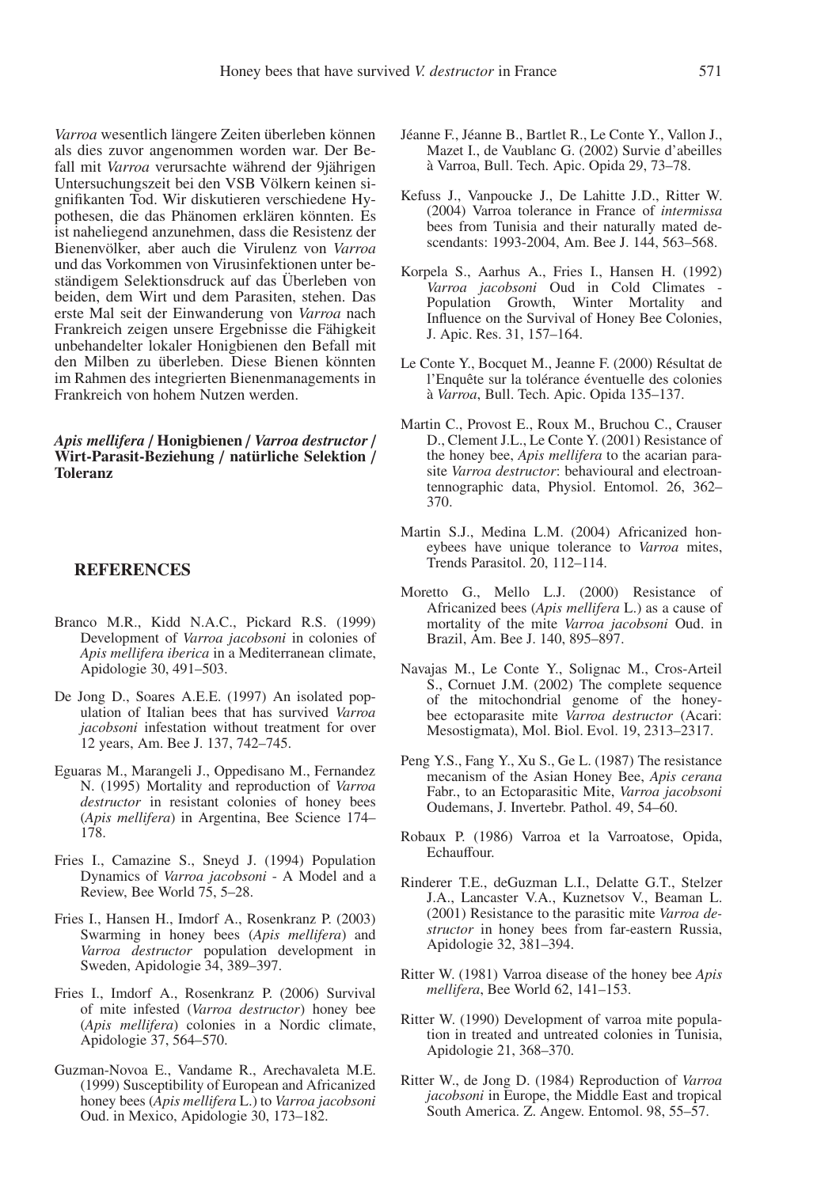*Varroa* wesentlich längere Zeiten überleben können als dies zuvor angenommen worden war. Der Befall mit *Varroa* verursachte während der 9jährigen Untersuchungszeit bei den VSB Völkern keinen signifikanten Tod. Wir diskutieren verschiedene Hypothesen, die das Phänomen erklären könnten. Es ist naheliegend anzunehmen, dass die Resistenz der Bienenvölker, aber auch die Virulenz von *Varroa* und das Vorkommen von Virusinfektionen unter beständigem Selektionsdruck auf das Überleben von beiden, dem Wirt und dem Parasiten, stehen. Das erste Mal seit der Einwanderung von *Varroa* nach Frankreich zeigen unsere Ergebnisse die Fähigkeit unbehandelter lokaler Honigbienen den Befall mit den Milben zu überleben. Diese Bienen könnten im Rahmen des integrierten Bienenmanagements in Frankreich von hohem Nutzen werden.

***Apis mellifera* / Honigbienen / *Varroa destructor* / Wirt-Parasit-Beziehung / natürliche Selektion / Toleranz**

## REFERENCES

Branco M.R., Kidd N.A.C., Pickard R.S. (1999) Development of *Varroa jacobsoni* in colonies of *Apis mellifera iberica* in a Mediterranean climate, Apidologie 30, 491–503.

De Jong D., Soares A.E.E. (1997) An isolated population of Italian bees that has survived *Varroa jacobsoni* infestation without treatment for over 12 years, Am. Bee J. 137, 742–745.

Eguaras M., Marangeli J., Oppedisano M., Fernandez N. (1995) Mortality and reproduction of *Varroa destructor* in resistant colonies of honey bees (*Apis mellifera*) in Argentina, Bee Science 174–178.

Fries I., Camazine S., Sneyd J. (1994) Population Dynamics of *Varroa jacobsoni* - A Model and a Review, Bee World 75, 5–28.

Fries I., Hansen H., Imdorf A., Rosenkranz P. (2003) Swarming in honey bees (*Apis mellifera*) and *Varroa destructor* population development in Sweden, Apidologie 34, 389–397.

Fries I., Imdorf A., Rosenkranz P. (2006) Survival of mite infested (*Varroa destructor*) honey bee (*Apis mellifera*) colonies in a Nordic climate, Apidologie 37, 564–570.

Guzman-Novoa E., Vandame R., Arechavaleta M.E. (1999) Susceptibility of European and Africanized honey bees (*Apis mellifera* L.) to *Varroa jacobsoni* Oud. in Mexico, Apidologie 30, 173–182.

Jéanne F., Jéanne B., Bartlet R., Le Conte Y., Vallon J., Mazet I., de Vaublanc G. (2002) Survie d'abeilles à Varroa, Bull. Tech. Apic. Opida 29, 73–78.

Kefuss J., Vanpoucke J., De Lahitte J.D., Ritter W. (2004) Varroa tolerance in France of *intermissa* bees from Tunisia and their naturally mated descendants: 1993-2004, Am. Bee J. 144, 563–568.

Korpela S., Aarhus A., Fries I., Hansen H. (1992) *Varroa jacobsoni* Oud in Cold Climates - Population Growth, Winter Mortality and Influence on the Survival of Honey Bee Colonies, J. Apic. Res. 31, 157–164.

Le Conte Y., Bocquet M., Jeanne F. (2000) Résultat de l'Enquête sur la tolérance éventuelle des colonies à *Varroa*, Bull. Tech. Apic. Opida 135–137.

Martin C., Provost E., Roux M., Bruchou C., Crauser D., Clement J.L., Le Conte Y. (2001) Resistance of the honey bee, *Apis mellifera* to the acarian parasite *Varroa destructor*: behavioural and electroantennographic data, Physiol. Entomol. 26, 362–370.

Martin S.J., Medina L.M. (2004) Africanized honeybees have unique tolerance to *Varroa* mites, Trends Parasitol. 20, 112–114.

Moretto G., Mello L.J. (2000) Resistance of Africanized bees (*Apis mellifera* L.) as a cause of mortality of the mite *Varroa jacobsoni* Oud. in Brazil, Am. Bee J. 140, 895–897.

Navajas M., Le Conte Y., Solignac M., Cros-Arteil S., Cornuet J.M. (2002) The complete sequence of the mitochondrial genome of the honeybee ectoparasite mite *Varroa destructor* (Acari: Mesostigmata), Mol. Biol. Evol. 19, 2313–2317.

Peng Y.S., Fang Y., Xu S., Ge L. (1987) The resistance mecanism of the Asian Honey Bee, *Apis cerana* Fabr., to an Ectoparasitic Mite, *Varroa jacobsoni* Oudemans, J. Invertebr. Pathol. 49, 54–60.

Robaux P. (1986) Varroa et la Varroatose, Opida, Echauffour.

Rinderer T.E., deGuzman L.I., Delatte G.T., Stelzer J.A., Lancaster V.A., Kuznetsov V., Beaman L. (2001) Resistance to the parasitic mite *Varroa destructor* in honey bees from far-eastern Russia, Apidologie 32, 381–394.

Ritter W. (1981) Varroa disease of the honey bee *Apis mellifera*, Bee World 62, 141–153.

Ritter W. (1990) Development of varroa mite population in treated and untreated colonies in Tunisia, Apidologie 21, 368–370.

Ritter W., de Jong D. (1984) Reproduction of *Varroa jacobsoni* in Europe, the Middle East and tropical South America. Z. Angew. Entomol. 98, 55–57.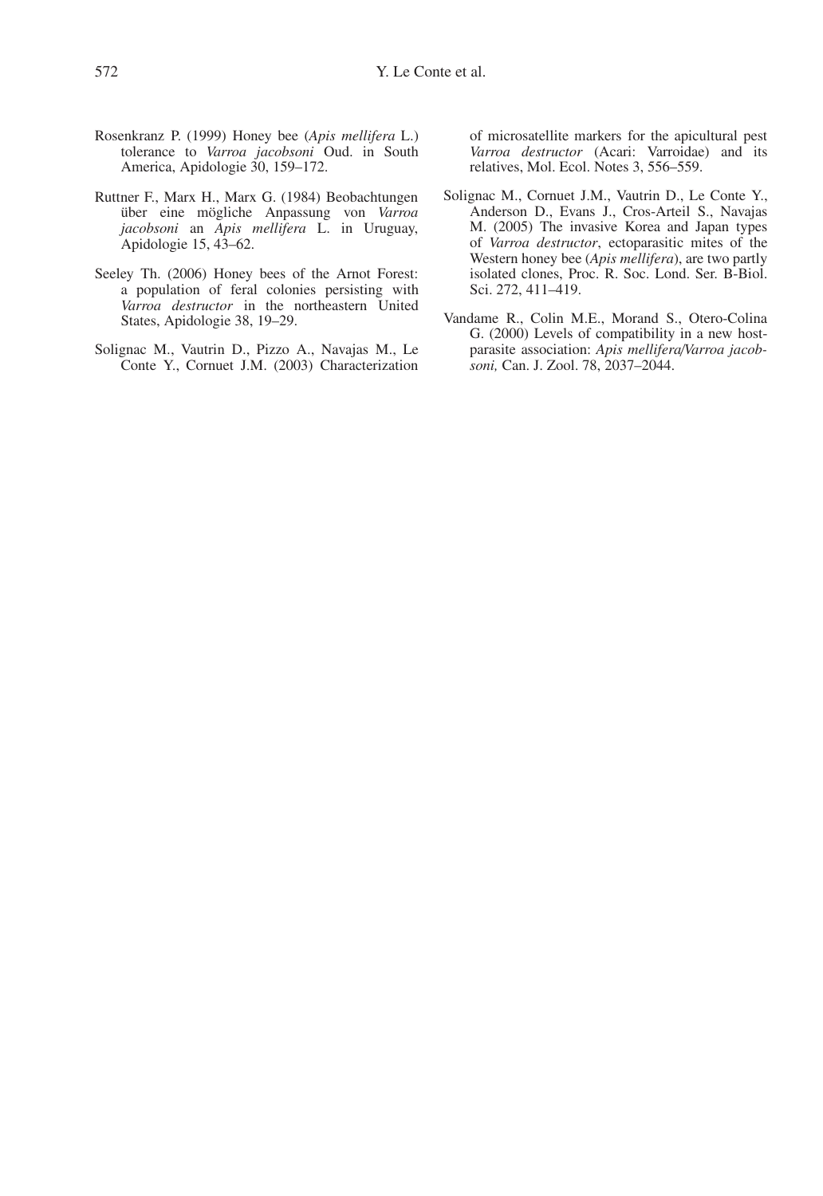Rosenkranz P. (1999) Honey bee (*Apis mellifera* L.) tolerance to *Varroa jacobsoni* Oud. in South America, Apidologie 30, 159–172.

Ruttner F., Marx H., Marx G. (1984) Beobachtungen über eine mögliche Anpassung von *Varroa jacobsoni* an *Apis mellifera* L. in Uruguay, Apidologie 15, 43–62.

Seeley Th. (2006) Honey bees of the Arnot Forest: a population of feral colonies persisting with *Varroa destructor* in the northeastern United States, Apidologie 38, 19–29.

Solignac M., Vautrin D., Pizzo A., Navajas M., Le Conte Y., Cornuet J.M. (2003) Characterization of microsatellite markers for the apicultural pest *Varroa destructor* (Acari: Varroidae) and its relatives, Mol. Ecol. Notes 3, 556–559.

Solignac M., Cornuet J.M., Vautrin D., Le Conte Y., Anderson D., Evans J., Cros-Arteil S., Navajas M. (2005) The invasive Korea and Japan types of *Varroa destructor*, ectoparasitic mites of the Western honey bee (*Apis mellifera*), are two partly isolated clones, Proc. R. Soc. Lond. Ser. B-Biol. Sci. 272, 411–419.

Vandame R., Colin M.E., Morand S., Otero-Colina G. (2000) Levels of compatibility in a new host-parasite association: *Apis mellifera/Varroa jacobsoni,* Can. J. Zool. 78, 2037–2044.